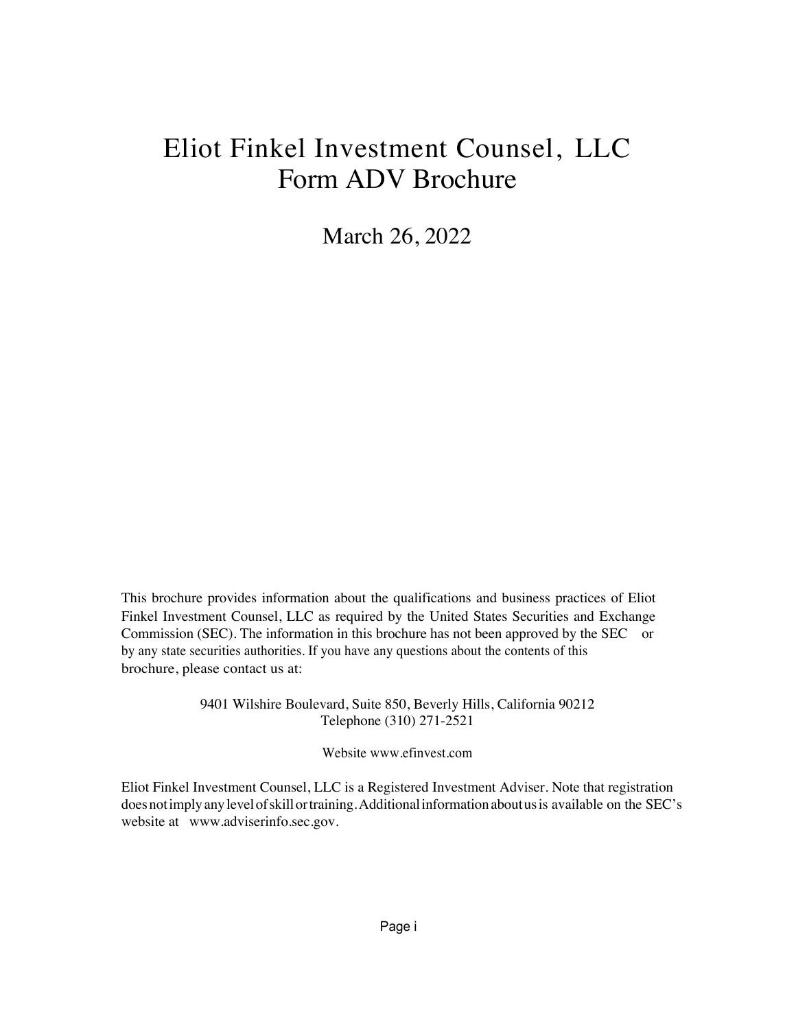# Eliot Finkel Investment Counsel, LLC
# Form ADV Brochure

March 26, 2022

This brochure provides information about the qualifications and business practices of Eliot Finkel Investment Counsel, LLC as required by the United States Securities and Exchange Commission (SEC). The information in this brochure has not been approved by the SEC or by any state securities authorities. If you have any questions about the contents of this brochure, please contact us at:

9401 Wilshire Boulevard, Suite 850, Beverly Hills, California 90212
Telephone (310) 271-2521

Website www.efinvest.com

Eliot Finkel Investment Counsel, LLC is a Registered Investment Adviser. Note that registration does not imply any level of skill or training. Additional information about us is available on the SEC's website at www.adviserinfo.sec.gov.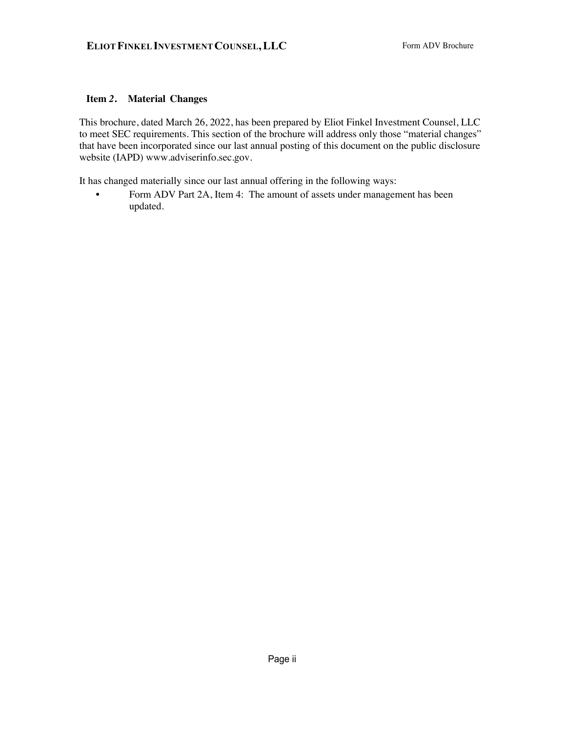## Item 2. Material Changes

This brochure, dated March 26, 2022, has been prepared by Eliot Finkel Investment Counsel, LLC to meet SEC requirements. This section of the brochure will address only those "material changes" that have been incorporated since our last annual posting of this document on the public disclosure website (IAPD) www.adviserinfo.sec.gov.

It has changed materially since our last annual offering in the following ways:

- Form ADV Part 2A, Item 4: The amount of assets under management has been updated.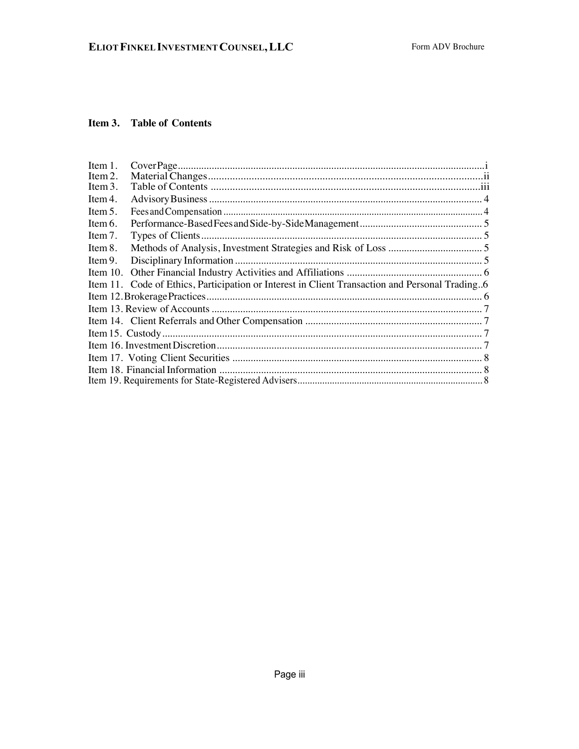## Item 3. Table of Contents

| | | |
|---|---|---|
| Item 1. | Cover Page | i |
| Item 2. | Material Changes | ii |
| Item 3. | Table of Contents | iii |
| Item 4. | Advisory Business | 4 |
| Item 5. | Fees and Compensation | 4 |
| Item 6. | Performance-Based Fees and Side-by-Side Management | 5 |
| Item 7. | Types of Clients | 5 |
| Item 8. | Methods of Analysis, Investment Strategies and Risk of Loss | 5 |
| Item 9. | Disciplinary Information | 5 |
| Item 10. | Other Financial Industry Activities and Affiliations | 6 |
| Item 11. | Code of Ethics, Participation or Interest in Client Transaction and Personal Trading | 6 |
| Item 12. | Brokerage Practices | 6 |
| Item 13. | Review of Accounts | 7 |
| Item 14. | Client Referrals and Other Compensation | 7 |
| Item 15. | Custody | 7 |
| Item 16. | Investment Discretion | 7 |
| Item 17. | Voting Client Securities | 8 |
| Item 18. | Financial Information | 8 |
| Item 19. | Requirements for State-Registered Advisers | 8 |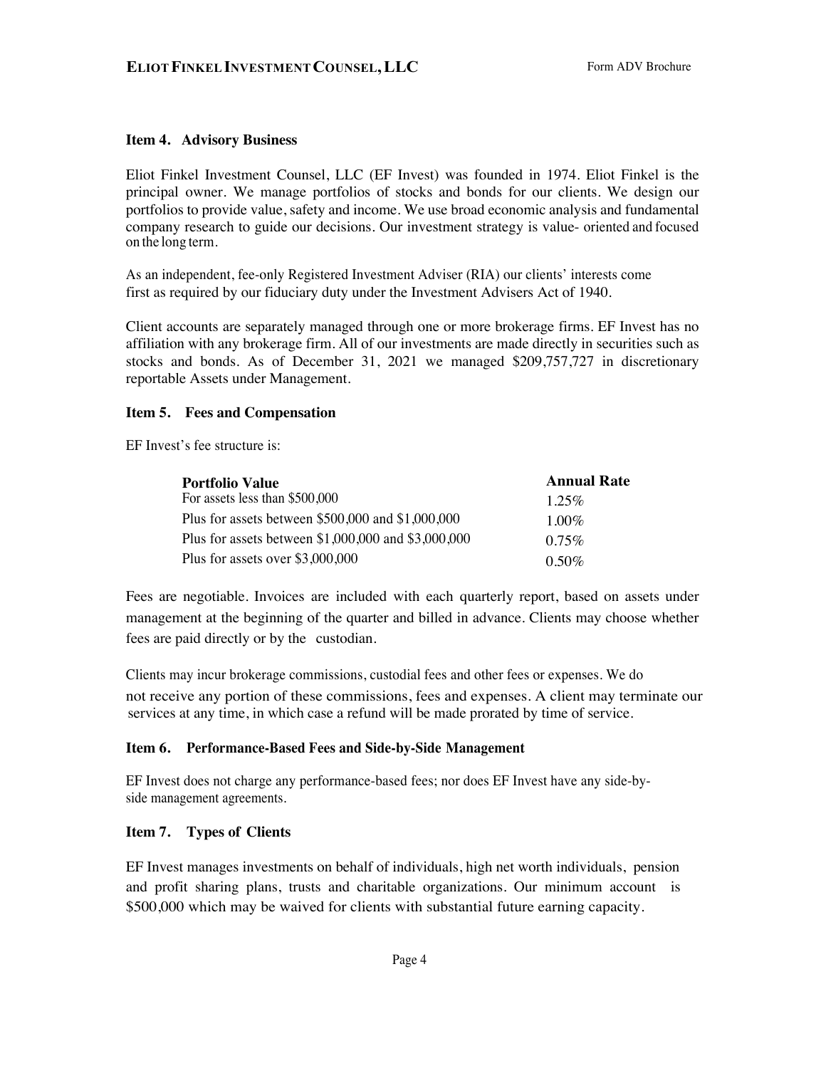### Item 4. Advisory Business

Eliot Finkel Investment Counsel, LLC (EF Invest) was founded in 1974. Eliot Finkel is the principal owner. We manage portfolios of stocks and bonds for our clients. We design our portfolios to provide value, safety and income. We use broad economic analysis and fundamental company research to guide our decisions. Our investment strategy is value- oriented and focused on the long term.

As an independent, fee-only Registered Investment Adviser (RIA) our clients' interests come first as required by our fiduciary duty under the Investment Advisers Act of 1940.

Client accounts are separately managed through one or more brokerage firms. EF Invest has no affiliation with any brokerage firm. All of our investments are made directly in securities such as stocks and bonds. As of December 31, 2021 we managed $209,757,727 in discretionary reportable Assets under Management.

### Item 5. Fees and Compensation

EF Invest's fee structure is:

| Portfolio Value | Annual Rate |
|---|---|
| For assets less than $500,000 | 1.25% |
| Plus for assets between $500,000 and $1,000,000 | 1.00% |
| Plus for assets between $1,000,000 and $3,000,000 | 0.75% |
| Plus for assets over $3,000,000 | 0.50% |

Fees are negotiable. Invoices are included with each quarterly report, based on assets under management at the beginning of the quarter and billed in advance. Clients may choose whether fees are paid directly or by the custodian.

Clients may incur brokerage commissions, custodial fees and other fees or expenses. We do not receive any portion of these commissions, fees and expenses. A client may terminate our services at any time, in which case a refund will be made prorated by time of service.

### Item 6. Performance-Based Fees and Side-by-Side Management

EF Invest does not charge any performance-based fees; nor does EF Invest have any side-by-side management agreements.

### Item 7. Types of Clients

EF Invest manages investments on behalf of individuals, high net worth individuals, pension and profit sharing plans, trusts and charitable organizations. Our minimum account is $500,000 which may be waived for clients with substantial future earning capacity.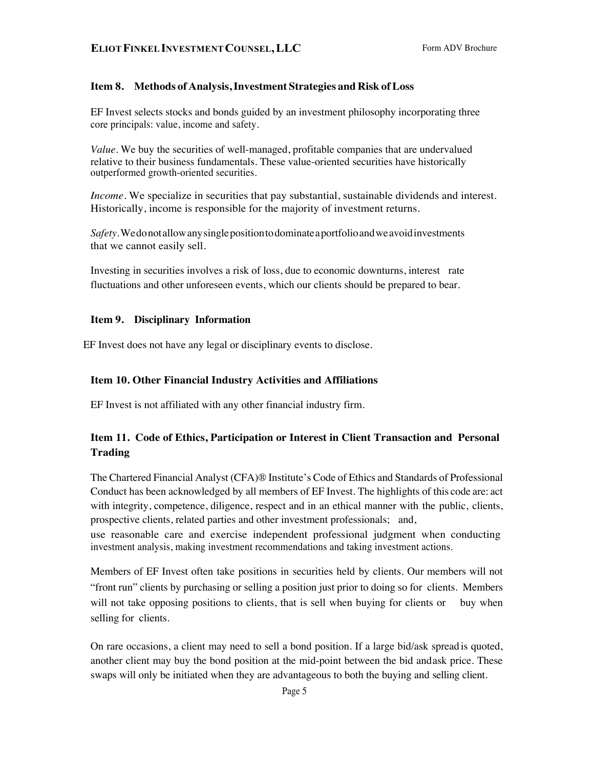## Item 8. Methods of Analysis, Investment Strategies and Risk of Loss

EF Invest selects stocks and bonds guided by an investment philosophy incorporating three core principals: value, income and safety.

*Value*. We buy the securities of well-managed, profitable companies that are undervalued relative to their business fundamentals. These value-oriented securities have historically outperformed growth-oriented securities.

*Income*. We specialize in securities that pay substantial, sustainable dividends and interest. Historically, income is responsible for the majority of investment returns.

*Safety*. We do not allow any single position to dominate a portfolio and we avoid investments that we cannot easily sell.

Investing in securities involves a risk of loss, due to economic downturns, interest rate fluctuations and other unforeseen events, which our clients should be prepared to bear.

## Item 9. Disciplinary Information

EF Invest does not have any legal or disciplinary events to disclose.

## Item 10. Other Financial Industry Activities and Affiliations

EF Invest is not affiliated with any other financial industry firm.

## Item 11. Code of Ethics, Participation or Interest in Client Transaction and Personal Trading

The Chartered Financial Analyst (CFA)® Institute's Code of Ethics and Standards of Professional Conduct has been acknowledged by all members of EF Invest. The highlights of this code are: act with integrity, competence, diligence, respect and in an ethical manner with the public, clients, prospective clients, related parties and other investment professionals; and, use reasonable care and exercise independent professional judgment when conducting investment analysis, making investment recommendations and taking investment actions.

Members of EF Invest often take positions in securities held by clients. Our members will not "front run" clients by purchasing or selling a position just prior to doing so for clients. Members will not take opposing positions to clients, that is sell when buying for clients or buy when selling for clients.

On rare occasions, a client may need to sell a bond position. If a large bid/ask spread is quoted, another client may buy the bond position at the mid-point between the bid and ask price. These swaps will only be initiated when they are advantageous to both the buying and selling client.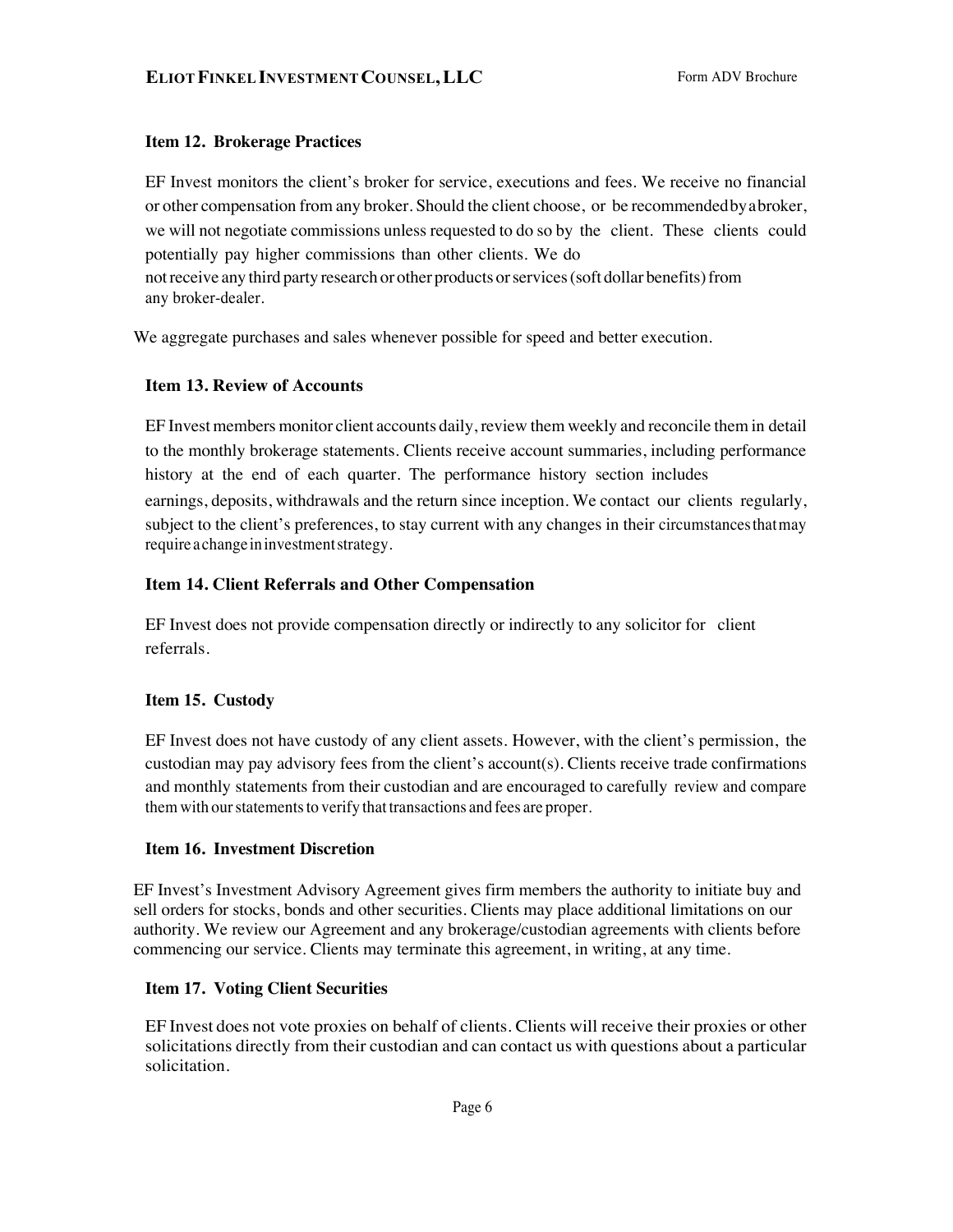## Item 12. Brokerage Practices

EF Invest monitors the client's broker for service, executions and fees. We receive no financial or other compensation from any broker. Should the client choose, or be recommended by a broker, we will not negotiate commissions unless requested to do so by the client. These clients could potentially pay higher commissions than other clients. We do not receive any third party research or other products or services (soft dollar benefits) from any broker-dealer.

We aggregate purchases and sales whenever possible for speed and better execution.

## Item 13. Review of Accounts

EF Invest members monitor client accounts daily, review them weekly and reconcile them in detail to the monthly brokerage statements. Clients receive account summaries, including performance history at the end of each quarter. The performance history section includes earnings, deposits, withdrawals and the return since inception. We contact our clients regularly, subject to the client's preferences, to stay current with any changes in their circumstances that may require a change in investment strategy.

## Item 14. Client Referrals and Other Compensation

EF Invest does not provide compensation directly or indirectly to any solicitor for client referrals.

## Item 15. Custody

EF Invest does not have custody of any client assets. However, with the client's permission, the custodian may pay advisory fees from the client's account(s). Clients receive trade confirmations and monthly statements from their custodian and are encouraged to carefully review and compare them with our statements to verify that transactions and fees are proper.

## Item 16. Investment Discretion

EF Invest's Investment Advisory Agreement gives firm members the authority to initiate buy and sell orders for stocks, bonds and other securities. Clients may place additional limitations on our authority. We review our Agreement and any brokerage/custodian agreements with clients before commencing our service. Clients may terminate this agreement, in writing, at any time.

## Item 17. Voting Client Securities

EF Invest does not vote proxies on behalf of clients. Clients will receive their proxies or other solicitations directly from their custodian and can contact us with questions about a particular solicitation.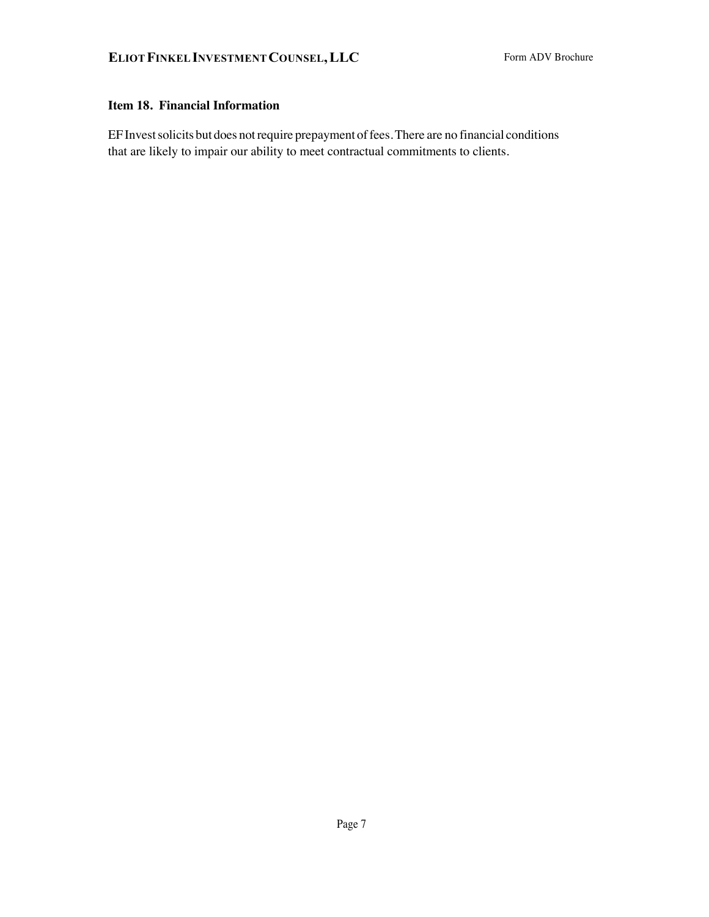## Item 18. Financial Information

EF Invest solicits but does not require prepayment of fees. There are no financial conditions that are likely to impair our ability to meet contractual commitments to clients.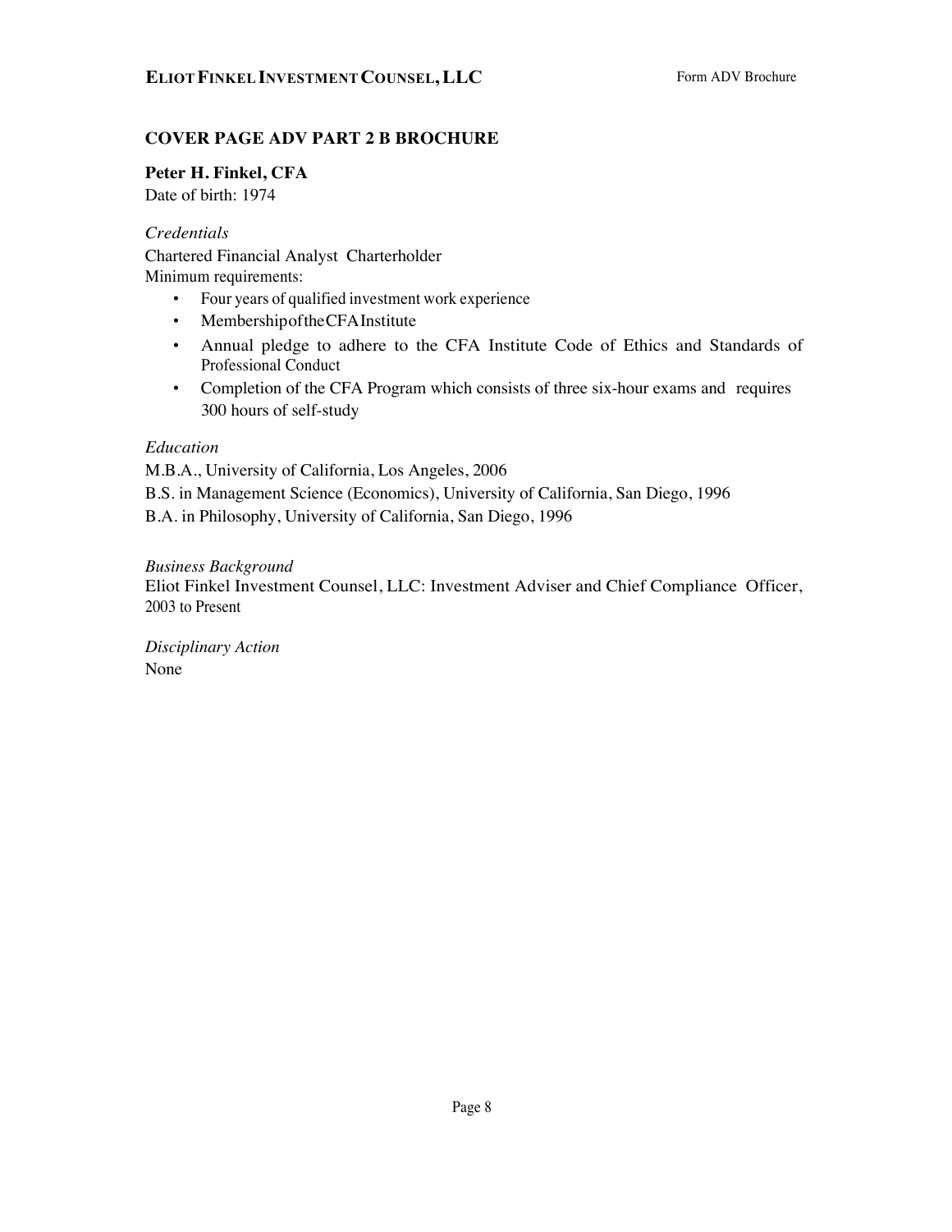## COVER PAGE ADV PART 2 B BROCHURE

**Peter H. Finkel, CFA**
Date of birth: 1974

*Credentials*

Chartered Financial Analyst Charterholder
Minimum requirements:

- Four years of qualified investment work experience
- Membership of the CFA Institute
- Annual pledge to adhere to the CFA Institute Code of Ethics and Standards of Professional Conduct
- Completion of the CFA Program which consists of three six-hour exams and requires 300 hours of self-study

*Education*

M.B.A., University of California, Los Angeles, 2006

B.S. in Management Science (Economics), University of California, San Diego, 1996

B.A. in Philosophy, University of California, San Diego, 1996

*Business Background*

Eliot Finkel Investment Counsel, LLC: Investment Adviser and Chief Compliance Officer, 2003 to Present

*Disciplinary Action*

None